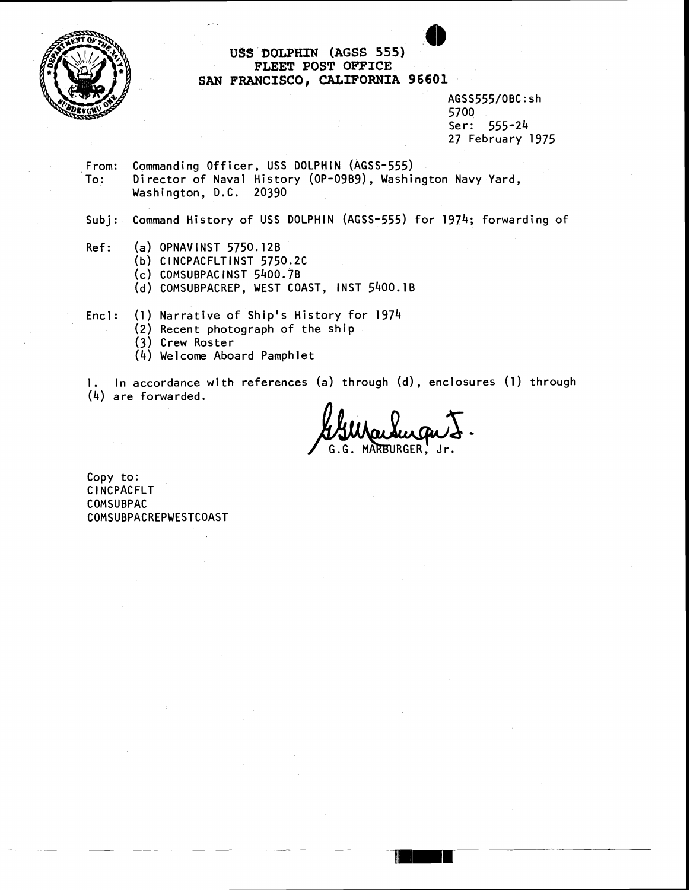**USS DOLPHIN (AGSS 555)**
**FLEET POST OFFICE**
**SAN FRANCISCO, CALIFORNIA 96601**

AGSS555/OBC:sh
5700
Ser: 555-24
27 February 1975

From: Commanding Officer, USS DOLPHIN (AGSS-555)
To: Director of Naval History (OP-09B9), Washington Navy Yard, Washington, D.C. 20390

Subj: Command History of USS DOLPHIN (AGSS-555) for 1974; forwarding of

Ref: (a) OPNAVINST 5750.12B
(b) CINCPACFLTINST 5750.2C
(c) COMSUBPACINST 5400.7B
(d) COMSUBPACREP, WEST COAST, INST 5400.1B

Encl: (1) Narrative of Ship's History for 1974
(2) Recent photograph of the ship
(3) Crew Roster
(4) Welcome Aboard Pamphlet

1. In accordance with references (a) through (d), enclosures (1) through (4) are forwarded.

G.G. MARBURGER, Jr.

Copy to:
CINCPACFLT
COMSUBPAC
COMSUBPACREPWESTCOAST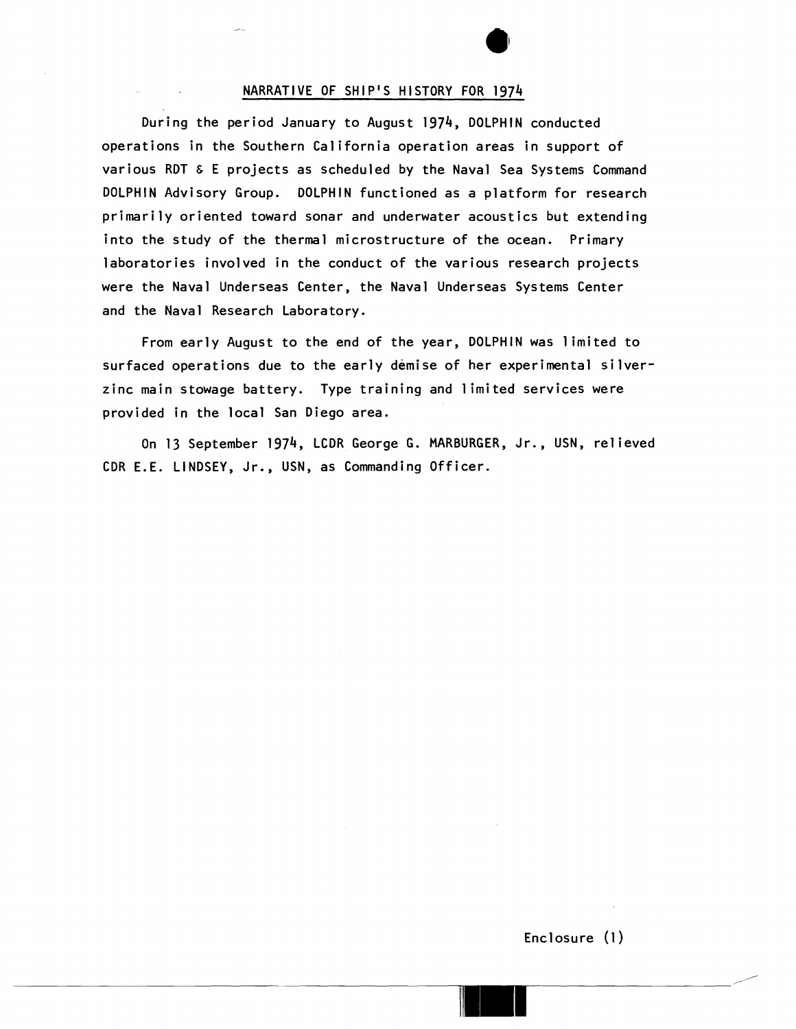## NARRATIVE OF SHIP'S HISTORY FOR 1974

During the period January to August 1974, DOLPHIN conducted operations in the Southern California operation areas in support of various RDT & E projects as scheduled by the Naval Sea Systems Command DOLPHIN Advisory Group. DOLPHIN functioned as a platform for research primarily oriented toward sonar and underwater acoustics but extending into the study of the thermal microstructure of the ocean. Primary laboratories involved in the conduct of the various research projects were the Naval Underseas Center, the Naval Underseas Systems Center and the Naval Research Laboratory.

From early August to the end of the year, DOLPHIN was limited to surfaced operations due to the early dèmise of her experimental silver-zinc main stowage battery. Type training and limited services were provided in the local San Diego area.

On 13 September 1974, LCDR George G. MARBURGER, Jr., USN, relieved CDR E.E. LINDSEY, Jr., USN, as Commanding Officer.

Enclosure (1)